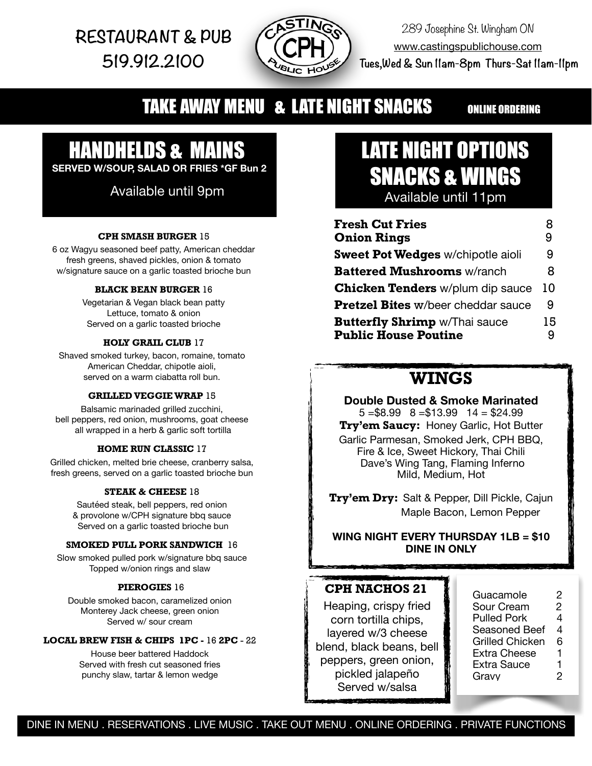RESTAURANT & PUB
519.912.2100

CASTINGS CPH PUBLIC HOUSE

289 Josephine St. Wingham ON
www.castingspublichouse.com
Tues,Wed & Sun 11am-8pm Thurs-Sat 11am-11pm

# TAKE AWAY MENU & LATE NIGHT SNACKS

ONLINE ORDERING

## HANDHELDS & MAINS

**SERVED W/SOUP, SALAD OR FRIES *GF Bun 2**

Available until 9pm

**CPH SMASH BURGER** 15
6 oz Wagyu seasoned beef patty, American cheddar fresh greens, shaved pickles, onion & tomato w/signature sauce on a garlic toasted brioche bun

**BLACK BEAN BURGER** 16
Vegetarian & Vegan black bean patty
Lettuce, tomato & onion
Served on a garlic toasted brioche

**HOLY GRAIL CLUB** 17
Shaved smoked turkey, bacon, romaine, tomato
American Cheddar, chipotle aioli,
served on a warm ciabatta roll bun.

**GRILLED VEGGIE WRAP** 15
Balsamic marinaded grilled zucchini,
bell peppers, red onion, mushrooms, goat cheese
all wrapped in a herb & garlic soft tortilla

**HOME RUN CLASSIC** 17
Grilled chicken, melted brie cheese, cranberry salsa,
fresh greens, served on a garlic toasted brioche bun

**STEAK & CHEESE** 18
Sautéed steak, bell peppers, red onion
& provolone w/CPH signature bbq sauce
Served on a garlic toasted brioche bun

**SMOKED PULL PORK SANDWICH** 16
Slow smoked pulled pork w/signature bbq sauce
Topped w/onion rings and slaw

**PIEROGIES** 16
Double smoked bacon, caramelized onion
Monterey Jack cheese, green onion
Served w/ sour cream

**LOCAL BREW FISH & CHIPS 1PC** - 16 **2PC** - 22
House beer battered Haddock
Served with fresh cut seasoned fries
punchy slaw, tartar & lemon wedge

## LATE NIGHT OPTIONS SNACKS & WINGS

Available until 11pm

| Item | Price |
|---|---|
| **Fresh Cut Fries** | 8 |
| **Onion Rings** | 9 |
| **Sweet Pot Wedges** w/chipotle aioli | 9 |
| **Battered Mushrooms** w/ranch | 8 |
| **Chicken Tenders** w/plum dip sauce | 10 |
| **Pretzel Bites** w/beer cheddar sauce | 9 |
| **Butterfly Shrimp** w/Thai sauce | 15 |
| **Public House Poutine** | 9 |

## WINGS

**Double Dusted & Smoke Marinated**
5 =$8.99 8 =$13.99 14 = $24.99

**Try'em Saucy:** Honey Garlic, Hot Butter
Garlic Parmesan, Smoked Jerk, CPH BBQ,
Fire & Ice, Sweet Hickory, Thai Chili
Dave's Wing Tang, Flaming Inferno
Mild, Medium, Hot

**Try'em Dry:** Salt & Pepper, Dill Pickle, Cajun
Maple Bacon, Lemon Pepper

**WING NIGHT EVERY THURSDAY 1LB = $10**
**DINE IN ONLY**

## CPH NACHOS 21

Heaping, crispy fried corn tortilla chips, layered w/3 cheese blend, black beans, bell peppers, green onion, pickled jalapeño
Served w/salsa

| Add-on | Price |
|---|---|
| Guacamole | 2 |
| Sour Cream | 2 |
| Pulled Pork | 4 |
| Seasoned Beef | 4 |
| Grilled Chicken | 6 |
| Extra Cheese | 1 |
| Extra Sauce | 1 |
| Gravy | 2 |

DINE IN MENU . RESERVATIONS . LIVE MUSIC . TAKE OUT MENU . ONLINE ORDERING . PRIVATE FUNCTIONS